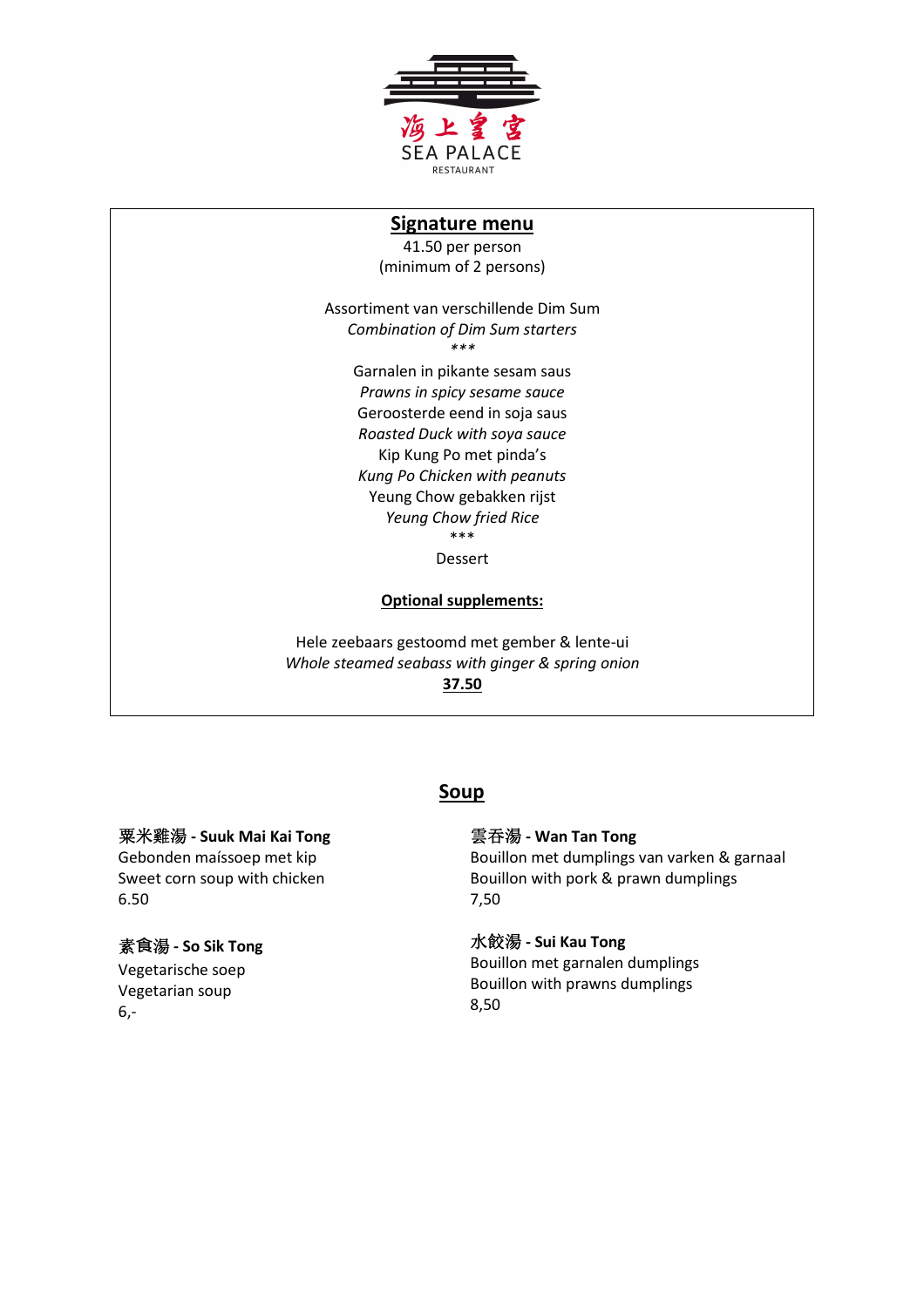海上皇宮
SEA PALACE
RESTAURANT

## Signature menu

41.50 per person
(minimum of 2 persons)

Assortiment van verschillende Dim Sum
*Combination of Dim Sum starters*
\*\*\*
Garnalen in pikante sesam saus
*Prawns in spicy sesame sauce*
Geroosterde eend in soja saus
*Roasted Duck with soya sauce*
Kip Kung Po met pinda's
*Kung Po Chicken with peanuts*
Yeung Chow gebakken rijst
*Yeung Chow fried Rice*
\*\*\*
Dessert

**Optional supplements:**

Hele zeebaars gestoomd met gember & lente-ui
*Whole steamed seabass with ginger & spring onion*
**37.50**

## Soup

**粟米雞湯 - Suuk Mai Kai Tong**
Gebonden maíssoep met kip
Sweet corn soup with chicken
6.50

**素食湯 - So Sik Tong**
Vegetarische soep
Vegetarian soup
6,-

**雲吞湯 - Wan Tan Tong**
Bouillon met dumplings van varken & garnaal
Bouillon with pork & prawn dumplings
7,50

**水餃湯 - Sui Kau Tong**
Bouillon met garnalen dumplings
Bouillon with prawns dumplings
8,50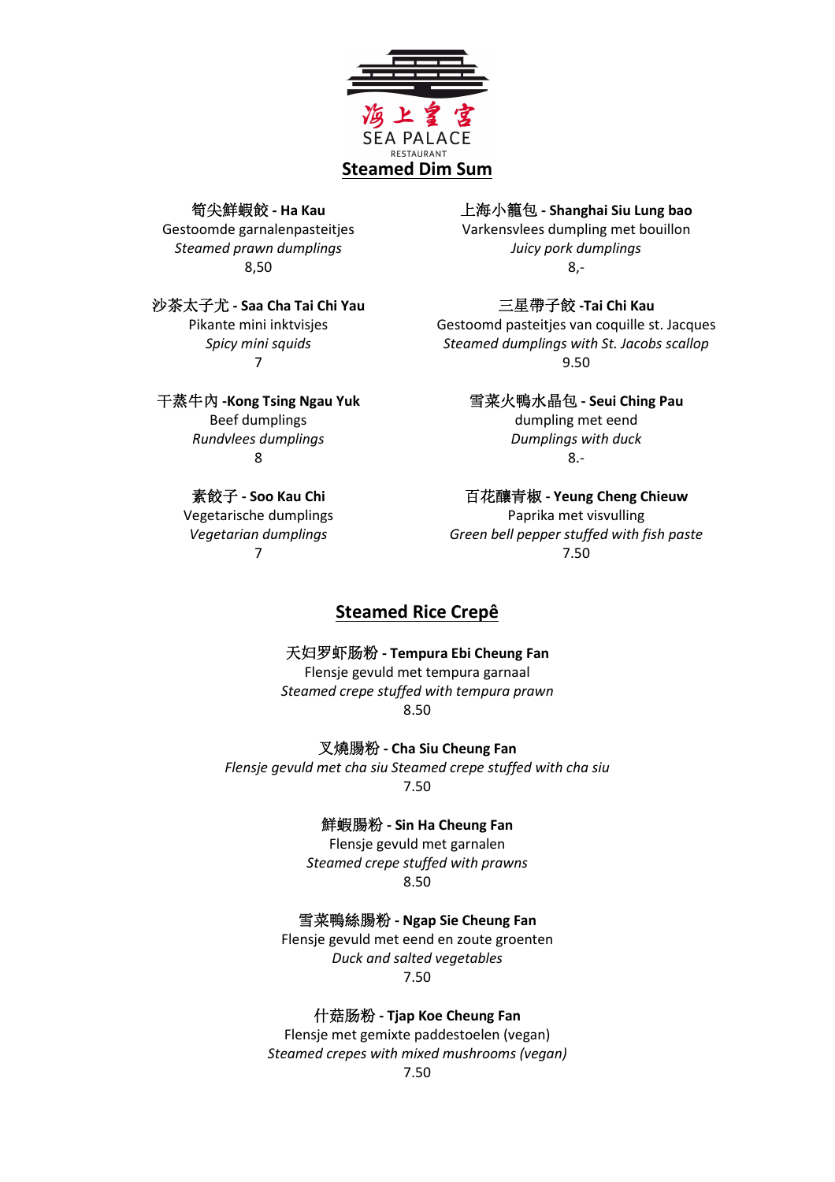海上皇宫

SEA PALACE

RESTAURANT

## Steamed Dim Sum

**笋尖鮮蝦餃 - Ha Kau**
Gestoomde garnalenpasteitjes
*Steamed prawn dumplings*
8,50

**沙茶太子尤 - Saa Cha Tai Chi Yau**
Pikante mini inktvisjes
*Spicy mini squids*
7

**干蒸牛内 -Kong Tsing Ngau Yuk**
Beef dumplings
*Rundvlees dumplings*
8

**素餃子 - Soo Kau Chi**
Vegetarische dumplings
*Vegetarian dumplings*
7

**上海小籠包 - Shanghai Siu Lung bao**
Varkensvlees dumpling met bouillon
*Juicy pork dumplings*
8,-

**三星帶子餃 -Tai Chi Kau**
Gestoomd pasteitjes van coquille st. Jacques
*Steamed dumplings with St. Jacobs scallop*
9.50

**雪菜火鴨水晶包 - Seui Ching Pau**
dumpling met eend
*Dumplings with duck*
8.-

**百花釀青椒 - Yeung Cheng Chieuw**
Paprika met visvulling
*Green bell pepper stuffed with fish paste*
7.50

## Steamed Rice Crepê

**天妇罗虾肠粉 - Tempura Ebi Cheung Fan**
Flensje gevuld met tempura garnaal
*Steamed crepe stuffed with tempura prawn*
8.50

**叉燒腸粉 - Cha Siu Cheung Fan**
*Flensje gevuld met cha siu Steamed crepe stuffed with cha siu*
7.50

**鮮蝦腸粉 - Sin Ha Cheung Fan**
Flensje gevuld met garnalen
*Steamed crepe stuffed with prawns*
8.50

**雪菜鴨絲腸粉 - Ngap Sie Cheung Fan**
Flensje gevuld met eend en zoute groenten
*Duck and salted vegetables*
7.50

**什菇肠粉 - Tjap Koe Cheung Fan**
Flensje met gemixte paddestoelen (vegan)
*Steamed crepes with mixed mushrooms (vegan)*
7.50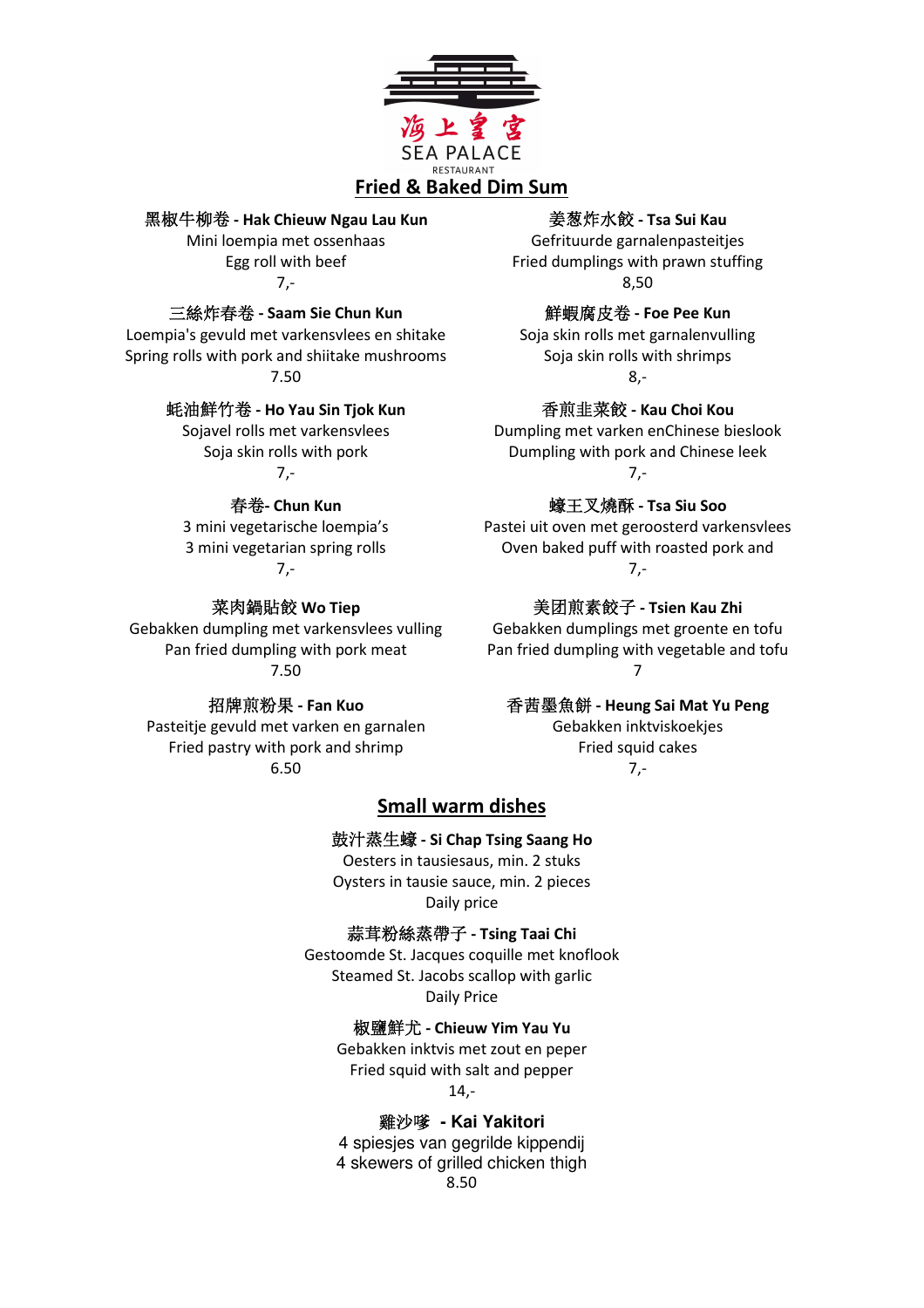海上皇宮

SEA PALACE

RESTAURANT

## Fried & Baked Dim Sum

黑椒牛柳卷 - **Hak Chieuw Ngau Lau Kun**
Mini loempia met ossenhaas
Egg roll with beef
7,-

三絲炸春卷 - **Saam Sie Chun Kun**
Loempia's gevuld met varkensvlees en shitake
Spring rolls with pork and shiitake mushrooms
7.50

蚝油鮮竹卷 - **Ho Yau Sin Tjok Kun**
Sojavel rolls met varkensvlees
Soja skin rolls with pork
7,-

春卷- **Chun Kun**
3 mini vegetarische loempia's
3 mini vegetarian spring rolls
7,-

菜肉鍋貼餃 **Wo Tiep**
Gebakken dumpling met varkensvlees vulling
Pan fried dumpling with pork meat
7.50

招牌煎粉果 - **Fan Kuo**
Pasteitje gevuld met varken en garnalen
Fried pastry with pork and shrimp
6.50

姜葱炸水餃 - **Tsa Sui Kau**
Gefrituurde garnalenpasteitjes
Fried dumplings with prawn stuffing
8,50

鮮蝦腐皮卷 - **Foe Pee Kun**
Soja skin rolls met garnalenvulling
Soja skin rolls with shrimps
8,-

香煎韭菜餃 - **Kau Choi Kou**
Dumpling met varken enChinese bieslook
Dumpling with pork and Chinese leek
7,-

蠔王叉燒酥 - **Tsa Siu Soo**
Pastei uit oven met geroosterd varkensvlees
Oven baked puff with roasted pork and
7,-

美团煎素餃子 - **Tsien Kau Zhi**
Gebakken dumplings met groente en tofu
Pan fried dumpling with vegetable and tofu
7

香茜墨魚餅 - **Heung Sai Mat Yu Peng**
Gebakken inktviskoekjes
Fried squid cakes
7,-

## Small warm dishes

鼓汁蒸生蠔 - **Si Chap Tsing Saang Ho**
Oesters in tausiesaus, min. 2 stuks
Oysters in tausie sauce, min. 2 pieces
Daily price

蒜茸粉絲蒸帶子 - **Tsing Taai Chi**
Gestoomde St. Jacques coquille met knoflook
Steamed St. Jacobs scallop with garlic
Daily Price

椒鹽鮮尤 - **Chieuw Yim Yau Yu**
Gebakken inktvis met zout en peper
Fried squid with salt and pepper
14,-

雞沙嗲 - **Kai Yakitori**
4 spiesjes van gegrilde kippendij
4 skewers of grilled chicken thigh
8.50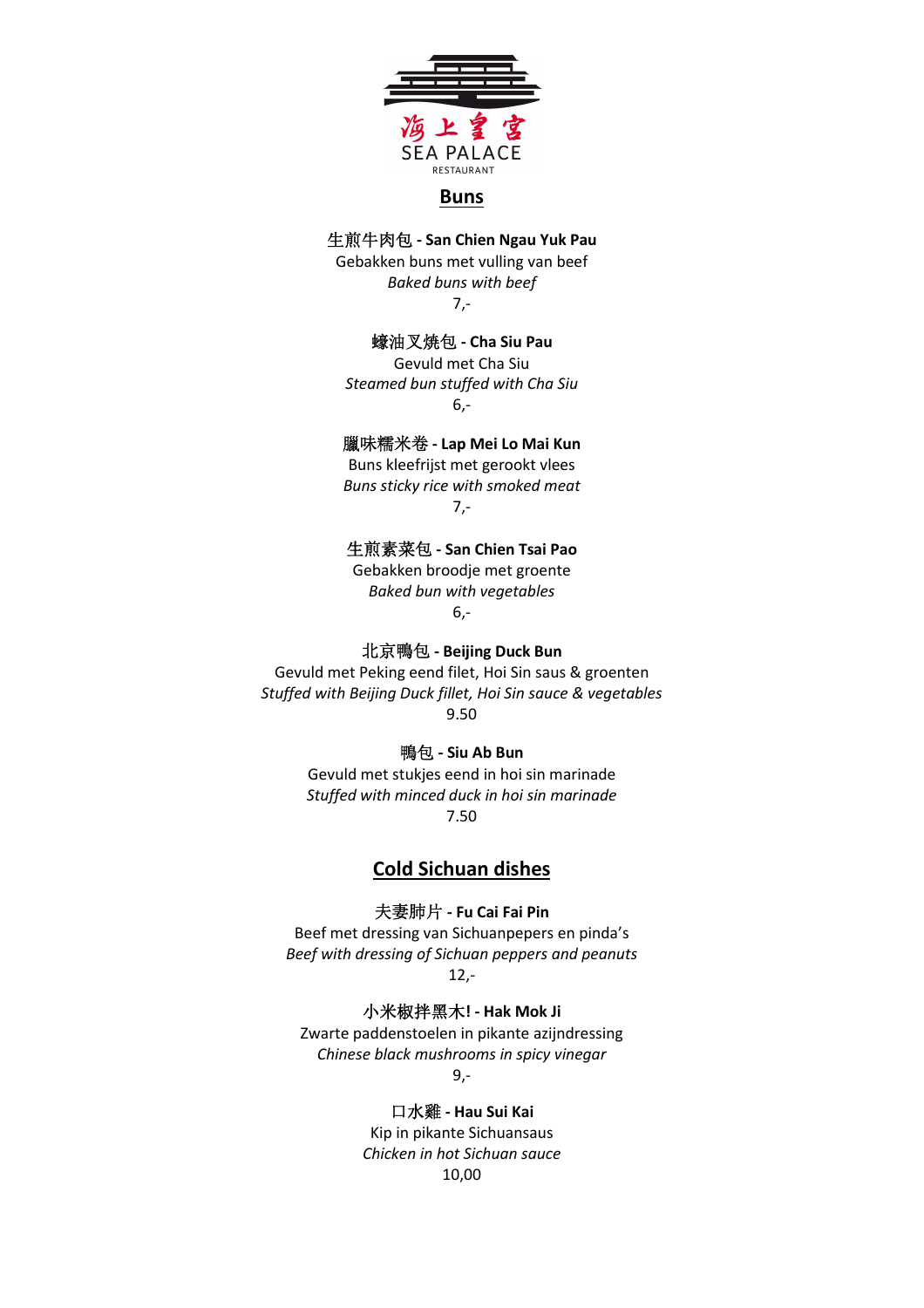海上皇宫
SEA PALACE
RESTAURANT

## Buns

生煎牛肉包 - **San Chien Ngau Yuk Pau**
Gebakken buns met vulling van beef
*Baked buns with beef*
7,-

蠔油叉燒包 - **Cha Siu Pau**
Gevuld met Cha Siu
*Steamed bun stuffed with Cha Siu*
6,-

臘味糯米卷 - **Lap Mei Lo Mai Kun**
Buns kleefrijst met gerookt vlees
*Buns sticky rice with smoked meat*
7,-

生煎素菜包 - **San Chien Tsai Pao**
Gebakken broodje met groente
*Baked bun with vegetables*
6,-

北京鴨包 - **Beijing Duck Bun**
Gevuld met Peking eend filet, Hoi Sin saus & groenten
*Stuffed with Beijing Duck fillet, Hoi Sin sauce & vegetables*
9.50

鴨包 - **Siu Ab Bun**
Gevuld met stukjes eend in hoi sin marinade
*Stuffed with minced duck in hoi sin marinade*
7.50

## Cold Sichuan dishes

夫妻肺片 - **Fu Cai Fai Pin**
Beef met dressing van Sichuanpepers en pinda's
*Beef with dressing of Sichuan peppers and peanuts*
12,-

小米椒拌黑木! - **Hak Mok Ji**
Zwarte paddenstoelen in pikante azijndressing
*Chinese black mushrooms in spicy vinegar*
9,-

口水雞 - **Hau Sui Kai**
Kip in pikante Sichuansaus
*Chicken in hot Sichuan sauce*
10,00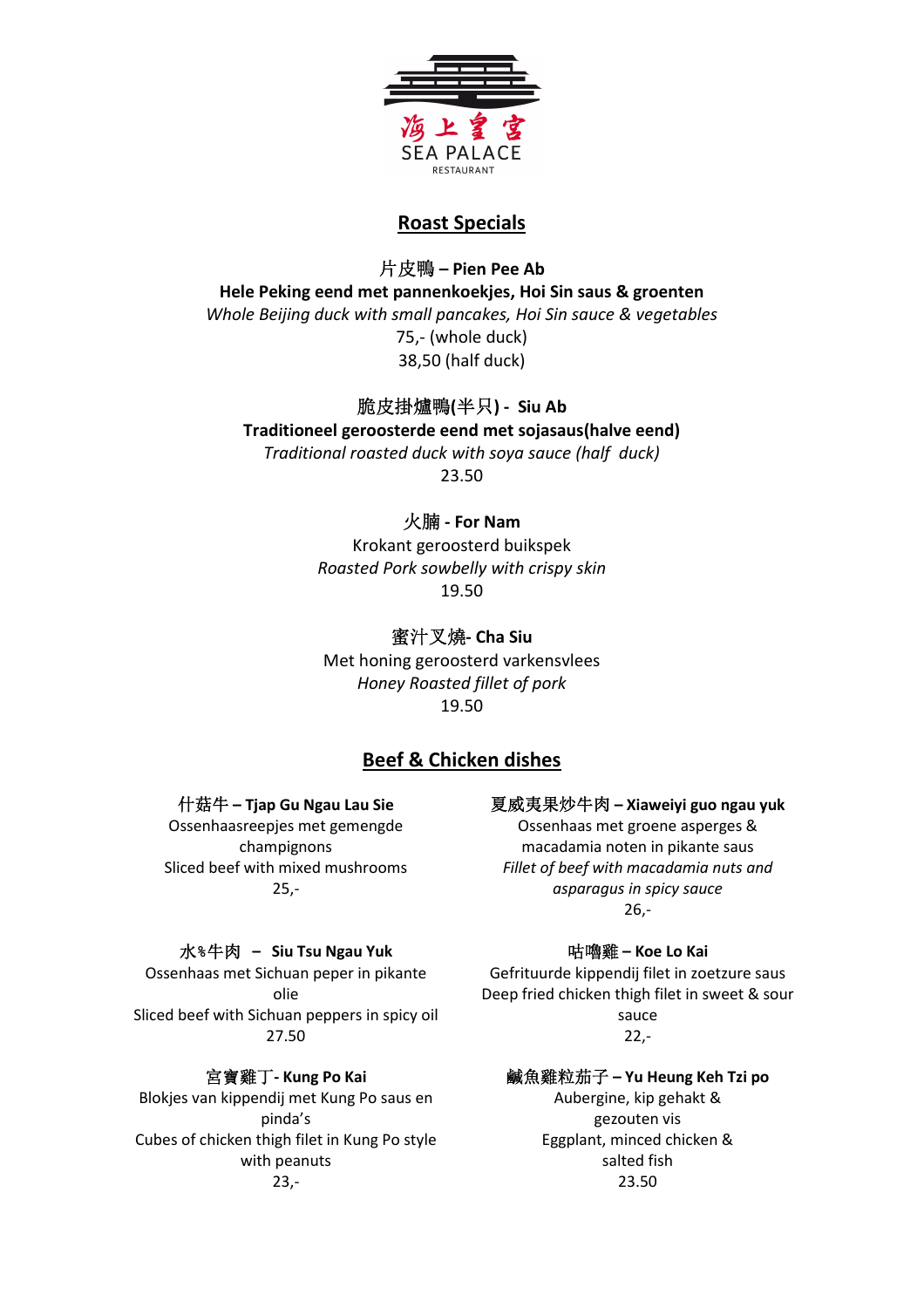海上皇宫
SEA PALACE
RESTAURANT

## Roast Specials

**片皮鴨 – Pien Pee Ab**
**Hele Peking eend met pannenkoekjes, Hoi Sin saus & groenten**
*Whole Beijing duck with small pancakes, Hoi Sin sauce & vegetables*
75,- (whole duck)
38,50 (half duck)

**脆皮掛爐鴨(半只) - Siu Ab**
**Traditioneel geroosterde eend met sojasaus(halve eend)**
*Traditional roasted duck with soya sauce (half duck)*
23.50

**火腩 - For Nam**
Krokant geroosterd buikspek
*Roasted Pork sowbelly with crispy skin*
19.50

**蜜汁叉燒- Cha Siu**
Met honing geroosterd varkensvlees
*Honey Roasted fillet of pork*
19.50

## Beef & Chicken dishes

**什菇牛 – Tjap Gu Ngau Lau Sie**
Ossenhaasreepjes met gemengde champignons
Sliced beef with mixed mushrooms
25,-

**水%牛肉 – Siu Tsu Ngau Yuk**
Ossenhaas met Sichuan peper in pikante olie
Sliced beef with Sichuan peppers in spicy oil
27.50

**宮寶雞丁- Kung Po Kai**
Blokjes van kippendij met Kung Po saus en pinda's
Cubes of chicken thigh filet in Kung Po style with peanuts
23,-

**夏威夷果炒牛肉 – Xiaweiyi guo ngau yuk**
Ossenhaas met groene asperges & macadamia noten in pikante saus
*Fillet of beef with macadamia nuts and asparagus in spicy sauce*
26,-

**咕嚕雞 – Koe Lo Kai**
Gefrituurde kippendij filet in zoetzure saus
Deep fried chicken thigh filet in sweet & sour sauce
22,-

**鹹魚雞粒茄子 – Yu Heung Keh Tzi po**
Aubergine, kip gehakt & gezouten vis
Eggplant, minced chicken & salted fish
23.50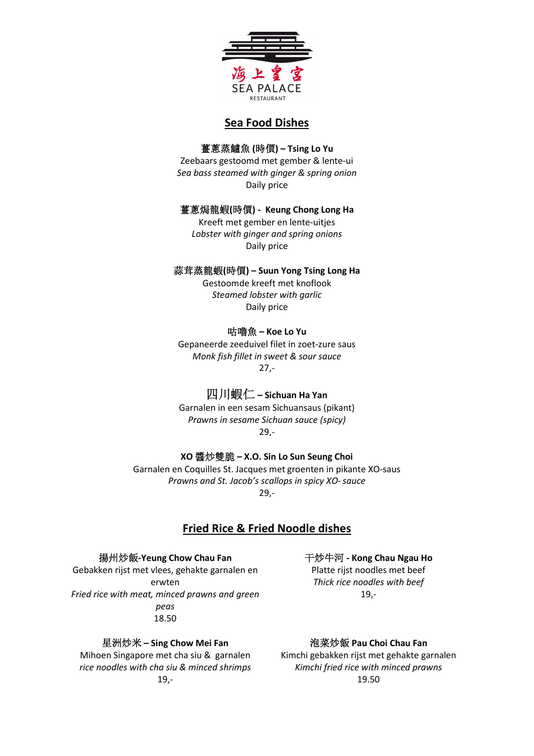海上皇宮
SEA PALACE
RESTAURANT

## Sea Food Dishes

**薑蔥蒸鱸魚 (時價) – Tsing Lo Yu**
Zeebaars gestoomd met gember & lente-ui
*Sea bass steamed with ginger & spring onion*
Daily price

**薑蔥焗龍蝦(時價) - Keung Chong Long Ha**
Kreeft met gember en lente-uitjes
*Lobster with ginger and spring onions*
Daily price

**蒜茸蒸龍蝦(時價) – Suun Yong Tsing Long Ha**
Gestoomde kreeft met knoflook
*Steamed lobster with garlic*
Daily price

**咕嚕魚 – Koe Lo Yu**
Gepaneerde zeeduivel filet in zoet-zure saus
*Monk fish fillet in sweet & sour sauce*
27,-

**四川蝦仁 – Sichuan Ha Yan**
Garnalen in een sesam Sichuansaus (pikant)
*Prawns in sesame Sichuan sauce (spicy)*
29,-

**XO 醬炒雙脆 – X.O. Sin Lo Sun Seung Choi**
Garnalen en Coquilles St. Jacques met groenten in pikante XO-saus
*Prawns and St. Jacob's scallops in spicy XO- sauce*
29,-

## Fried Rice & Fried Noodle dishes

**揚州炒飯-Yeung Chow Chau Fan**
Gebakken rijst met vlees, gehakte garnalen en erwten
*Fried rice with meat, minced prawns and green peas*
18.50

**星洲炒米 – Sing Chow Mei Fan**
Mihoen Singapore met cha siu & garnalen
*rice noodles with cha siu & minced shrimps*
19,-

**干炒牛河 - Kong Chau Ngau Ho**
Platte rijst noodles met beef
*Thick rice noodles with beef*
19,-

**泡菜炒飯 Pau Choi Chau Fan**
Kimchi gebakken rijst met gehakte garnalen
*Kimchi fried rice with minced prawns*
19.50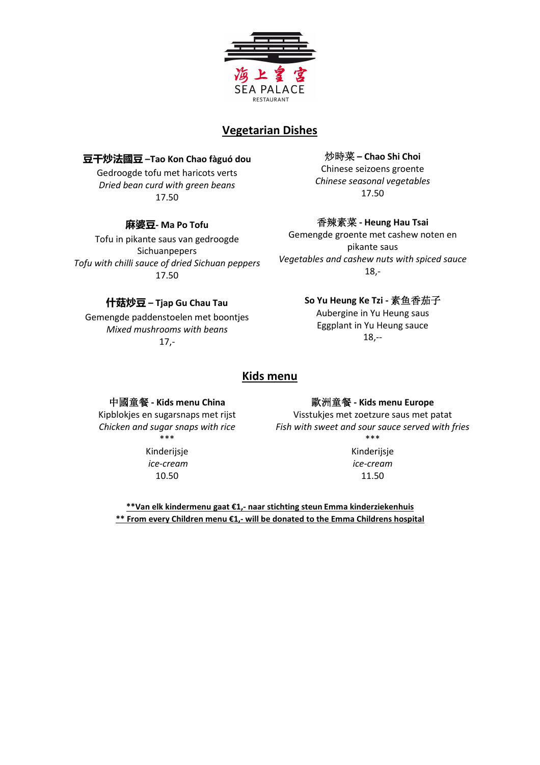海上皇宮

SEA PALACE

RESTAURANT

## Vegetarian Dishes

**豆干炒法國豆 –Tao Kon Chao fàguó dou**
Gedroogde tofu met haricots verts
*Dried bean curd with green beans*
17.50

**麻婆豆- Ma Po Tofu**
Tofu in pikante saus van gedroogde Sichuanpepers
*Tofu with chilli sauce of dried Sichuan peppers*
17.50

**什菇炒豆 – Tjap Gu Chau Tau**
Gemengde paddenstoelen met boontjes
*Mixed mushrooms with beans*
17,-

**炒時菜 – Chao Shi Choi**
Chinese seizoens groente
*Chinese seasonal vegetables*
17.50

**香辣素菜 - Heung Hau Tsai**
Gemengde groente met cashew noten en pikante saus
*Vegetables and cashew nuts with spiced sauce*
18,-

**So Yu Heung Ke Tzi - 素鱼香茄子**
Aubergine in Yu Heung saus
Eggplant in Yu Heung sauce
18,--

## Kids menu

**中國童餐 - Kids menu China**
Kipblokjes en sugarsnaps met rijst
*Chicken and sugar snaps with rice*
\*\*\*
Kinderijsje
*ice-cream*
10.50

**歐洲童餐 - Kids menu Europe**
Visstukjes met zoetzure saus met patat
*Fish with sweet and sour sauce served with fries*
\*\*\*
Kinderijsje
*ice-cream*
11.50

**\*\*Van elk kindermenu gaat €1,- naar stichting steun Emma kinderziekenhuis**
**\*\* From every Children menu €1,- will be donated to the Emma Childrens hospital**